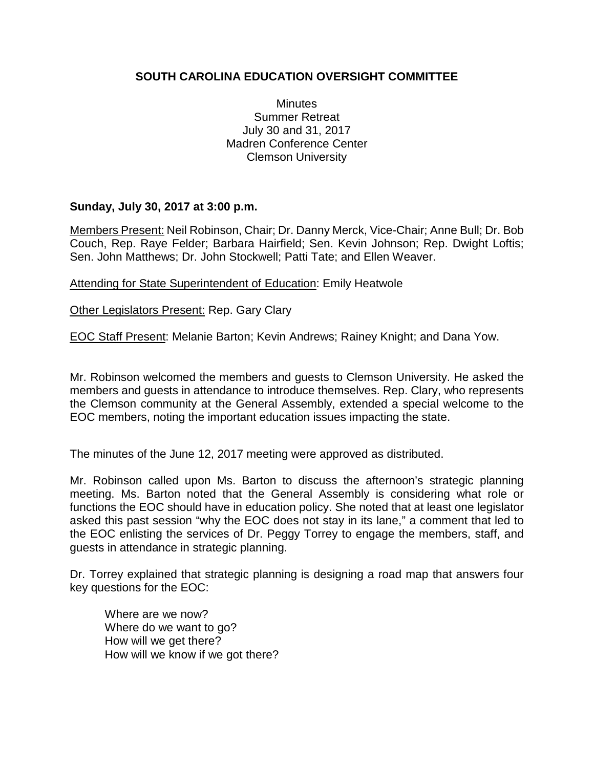# SOUTH CAROLINA EDUCATION OVERSIGHT COMMITTEE

Minutes
Summer Retreat
July 30 and 31, 2017
Madren Conference Center
Clemson University

**Sunday, July 30, 2017 at 3:00 p.m.**

Members Present: Neil Robinson, Chair; Dr. Danny Merck, Vice-Chair; Anne Bull; Dr. Bob Couch, Rep. Raye Felder; Barbara Hairfield; Sen. Kevin Johnson; Rep. Dwight Loftis; Sen. John Matthews; Dr. John Stockwell; Patti Tate; and Ellen Weaver.

Attending for State Superintendent of Education: Emily Heatwole

Other Legislators Present: Rep. Gary Clary

EOC Staff Present: Melanie Barton; Kevin Andrews; Rainey Knight; and Dana Yow.

Mr. Robinson welcomed the members and guests to Clemson University. He asked the members and guests in attendance to introduce themselves. Rep. Clary, who represents the Clemson community at the General Assembly, extended a special welcome to the EOC members, noting the important education issues impacting the state.

The minutes of the June 12, 2017 meeting were approved as distributed.

Mr. Robinson called upon Ms. Barton to discuss the afternoon's strategic planning meeting. Ms. Barton noted that the General Assembly is considering what role or functions the EOC should have in education policy. She noted that at least one legislator asked this past session "why the EOC does not stay in its lane," a comment that led to the EOC enlisting the services of Dr. Peggy Torrey to engage the members, staff, and guests in attendance in strategic planning.

Dr. Torrey explained that strategic planning is designing a road map that answers four key questions for the EOC:

Where are we now?
Where do we want to go?
How will we get there?
How will we know if we got there?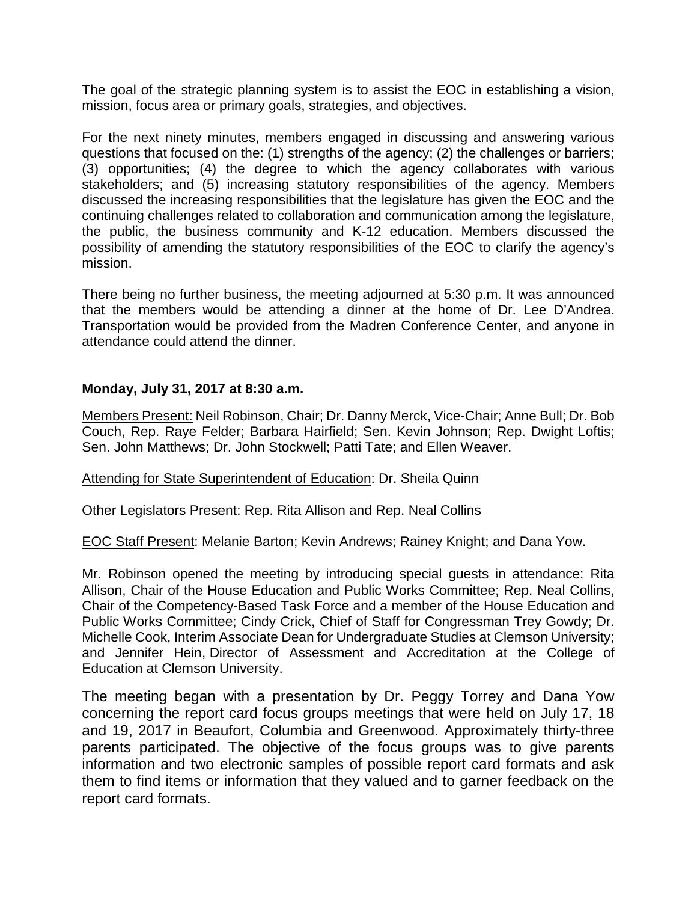The goal of the strategic planning system is to assist the EOC in establishing a vision, mission, focus area or primary goals, strategies, and objectives.

For the next ninety minutes, members engaged in discussing and answering various questions that focused on the: (1) strengths of the agency; (2) the challenges or barriers; (3) opportunities; (4) the degree to which the agency collaborates with various stakeholders; and (5) increasing statutory responsibilities of the agency. Members discussed the increasing responsibilities that the legislature has given the EOC and the continuing challenges related to collaboration and communication among the legislature, the public, the business community and K-12 education. Members discussed the possibility of amending the statutory responsibilities of the EOC to clarify the agency's mission.

There being no further business, the meeting adjourned at 5:30 p.m. It was announced that the members would be attending a dinner at the home of Dr. Lee D'Andrea. Transportation would be provided from the Madren Conference Center, and anyone in attendance could attend the dinner.

**Monday, July 31, 2017 at 8:30 a.m.**

Members Present: Neil Robinson, Chair; Dr. Danny Merck, Vice-Chair; Anne Bull; Dr. Bob Couch, Rep. Raye Felder; Barbara Hairfield; Sen. Kevin Johnson; Rep. Dwight Loftis; Sen. John Matthews; Dr. John Stockwell; Patti Tate; and Ellen Weaver.

Attending for State Superintendent of Education: Dr. Sheila Quinn

Other Legislators Present: Rep. Rita Allison and Rep. Neal Collins

EOC Staff Present: Melanie Barton; Kevin Andrews; Rainey Knight; and Dana Yow.

Mr. Robinson opened the meeting by introducing special guests in attendance: Rita Allison, Chair of the House Education and Public Works Committee; Rep. Neal Collins, Chair of the Competency-Based Task Force and a member of the House Education and Public Works Committee; Cindy Crick, Chief of Staff for Congressman Trey Gowdy; Dr. Michelle Cook, Interim Associate Dean for Undergraduate Studies at Clemson University; and Jennifer Hein, Director of Assessment and Accreditation at the College of Education at Clemson University.

The meeting began with a presentation by Dr. Peggy Torrey and Dana Yow concerning the report card focus groups meetings that were held on July 17, 18 and 19, 2017 in Beaufort, Columbia and Greenwood. Approximately thirty-three parents participated. The objective of the focus groups was to give parents information and two electronic samples of possible report card formats and ask them to find items or information that they valued and to garner feedback on the report card formats.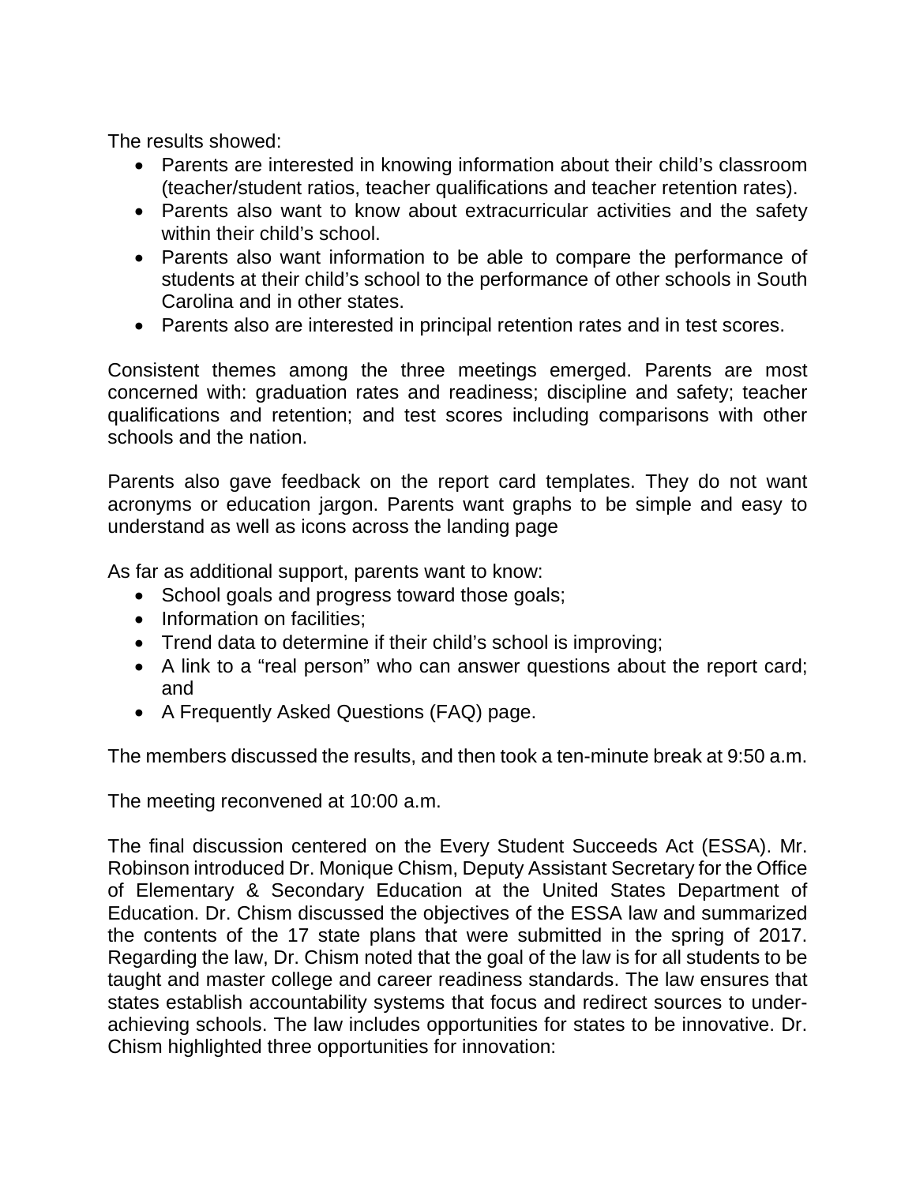The results showed:

- Parents are interested in knowing information about their child's classroom (teacher/student ratios, teacher qualifications and teacher retention rates).
- Parents also want to know about extracurricular activities and the safety within their child's school.
- Parents also want information to be able to compare the performance of students at their child's school to the performance of other schools in South Carolina and in other states.
- Parents also are interested in principal retention rates and in test scores.

Consistent themes among the three meetings emerged. Parents are most concerned with: graduation rates and readiness; discipline and safety; teacher qualifications and retention; and test scores including comparisons with other schools and the nation.

Parents also gave feedback on the report card templates. They do not want acronyms or education jargon. Parents want graphs to be simple and easy to understand as well as icons across the landing page

As far as additional support, parents want to know:

- School goals and progress toward those goals;
- Information on facilities;
- Trend data to determine if their child's school is improving;
- A link to a "real person" who can answer questions about the report card; and
- A Frequently Asked Questions (FAQ) page.

The members discussed the results, and then took a ten-minute break at 9:50 a.m.

The meeting reconvened at 10:00 a.m.

The final discussion centered on the Every Student Succeeds Act (ESSA). Mr. Robinson introduced Dr. Monique Chism, Deputy Assistant Secretary for the Office of Elementary & Secondary Education at the United States Department of Education. Dr. Chism discussed the objectives of the ESSA law and summarized the contents of the 17 state plans that were submitted in the spring of 2017. Regarding the law, Dr. Chism noted that the goal of the law is for all students to be taught and master college and career readiness standards. The law ensures that states establish accountability systems that focus and redirect sources to under-achieving schools. The law includes opportunities for states to be innovative. Dr. Chism highlighted three opportunities for innovation: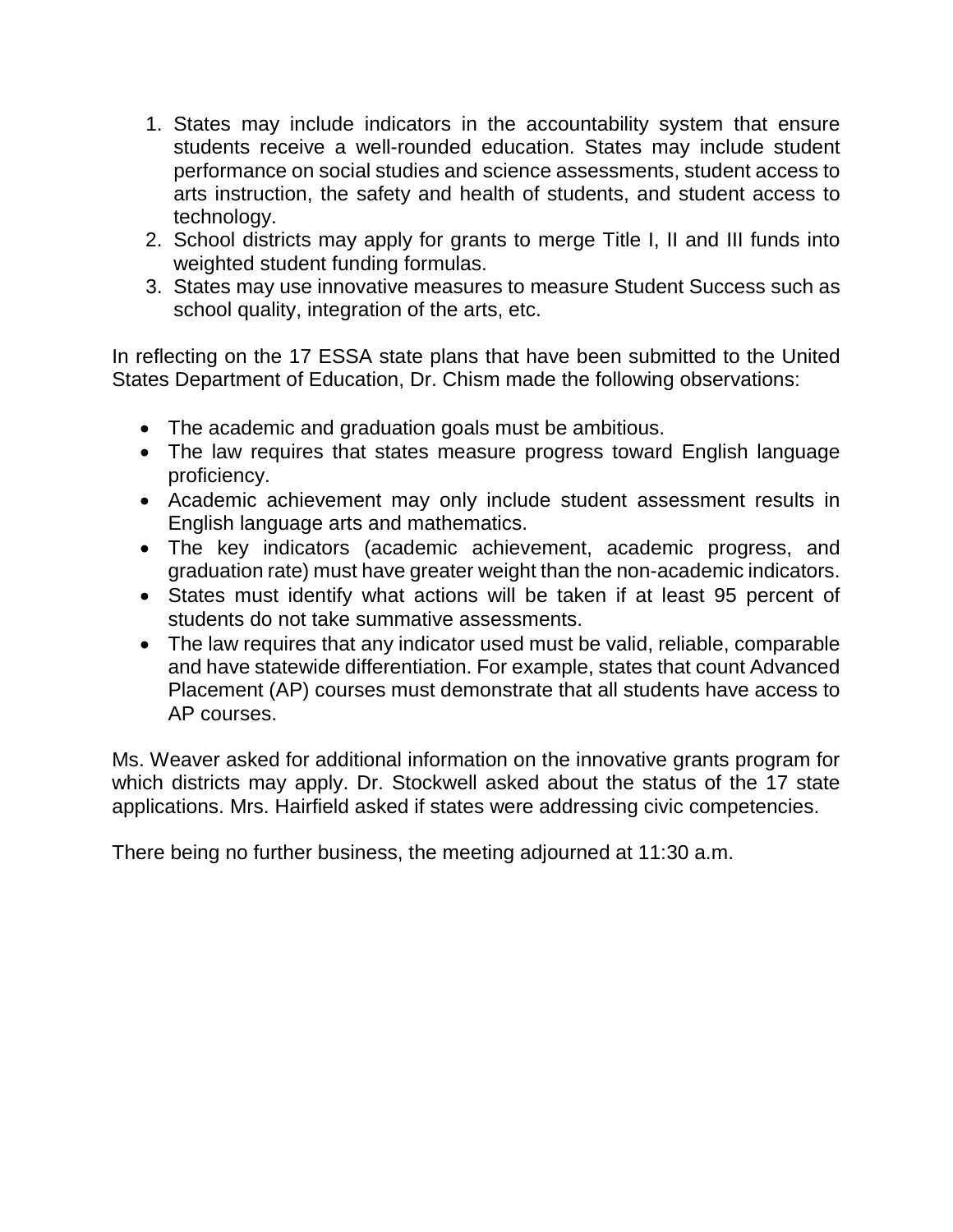1. States may include indicators in the accountability system that ensure students receive a well-rounded education. States may include student performance on social studies and science assessments, student access to arts instruction, the safety and health of students, and student access to technology.
2. School districts may apply for grants to merge Title I, II and III funds into weighted student funding formulas.
3. States may use innovative measures to measure Student Success such as school quality, integration of the arts, etc.

In reflecting on the 17 ESSA state plans that have been submitted to the United States Department of Education, Dr. Chism made the following observations:

- The academic and graduation goals must be ambitious.
- The law requires that states measure progress toward English language proficiency.
- Academic achievement may only include student assessment results in English language arts and mathematics.
- The key indicators (academic achievement, academic progress, and graduation rate) must have greater weight than the non-academic indicators.
- States must identify what actions will be taken if at least 95 percent of students do not take summative assessments.
- The law requires that any indicator used must be valid, reliable, comparable and have statewide differentiation. For example, states that count Advanced Placement (AP) courses must demonstrate that all students have access to AP courses.

Ms. Weaver asked for additional information on the innovative grants program for which districts may apply. Dr. Stockwell asked about the status of the 17 state applications. Mrs. Hairfield asked if states were addressing civic competencies.

There being no further business, the meeting adjourned at 11:30 a.m.